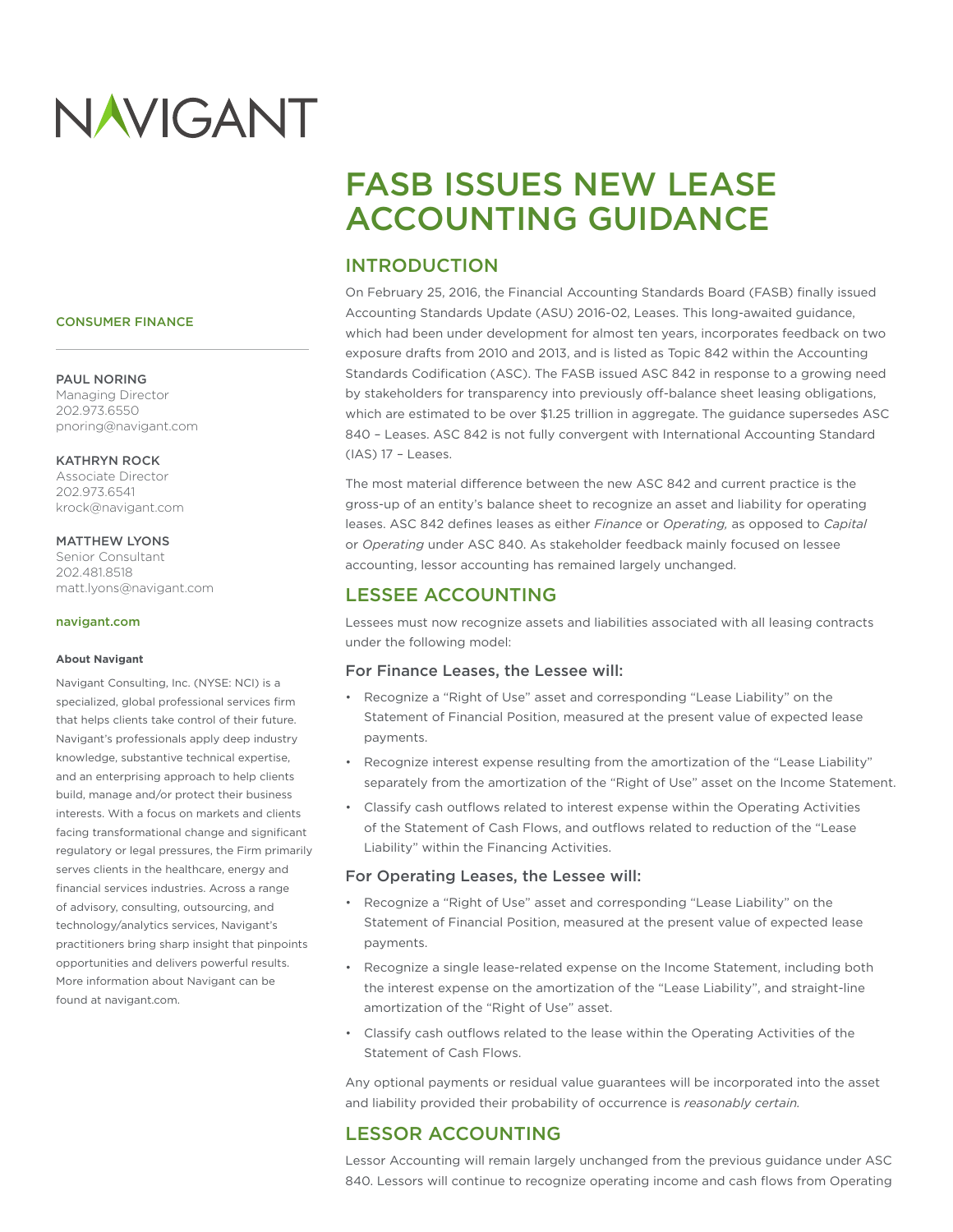NAVIGANT

# FASB ISSUES NEW LEASE ACCOUNTING GUIDANCE

CONSUMER FINANCE

PAUL NORING
Managing Director
202.973.6550
pnoring@navigant.com

KATHRYN ROCK
Associate Director
202.973.6541
krock@navigant.com

MATTHEW LYONS
Senior Consultant
202.481.8518
matt.lyons@navigant.com

navigant.com

**About Navigant**

Navigant Consulting, Inc. (NYSE: NCI) is a specialized, global professional services firm that helps clients take control of their future. Navigant's professionals apply deep industry knowledge, substantive technical expertise, and an enterprising approach to help clients build, manage and/or protect their business interests. With a focus on markets and clients facing transformational change and significant regulatory or legal pressures, the Firm primarily serves clients in the healthcare, energy and financial services industries. Across a range of advisory, consulting, outsourcing, and technology/analytics services, Navigant's practitioners bring sharp insight that pinpoints opportunities and delivers powerful results. More information about Navigant can be found at navigant.com.

## INTRODUCTION

On February 25, 2016, the Financial Accounting Standards Board (FASB) finally issued Accounting Standards Update (ASU) 2016-02, Leases. This long-awaited guidance, which had been under development for almost ten years, incorporates feedback on two exposure drafts from 2010 and 2013, and is listed as Topic 842 within the Accounting Standards Codification (ASC). The FASB issued ASC 842 in response to a growing need by stakeholders for transparency into previously off-balance sheet leasing obligations, which are estimated to be over $1.25 trillion in aggregate. The guidance supersedes ASC 840 – Leases. ASC 842 is not fully convergent with International Accounting Standard (IAS) 17 – Leases.

The most material difference between the new ASC 842 and current practice is the gross-up of an entity's balance sheet to recognize an asset and liability for operating leases. ASC 842 defines leases as either *Finance* or *Operating,* as opposed to *Capital* or *Operating* under ASC 840. As stakeholder feedback mainly focused on lessee accounting, lessor accounting has remained largely unchanged.

## LESSEE ACCOUNTING

Lessees must now recognize assets and liabilities associated with all leasing contracts under the following model:

### For Finance Leases, the Lessee will:

- Recognize a "Right of Use" asset and corresponding "Lease Liability" on the Statement of Financial Position, measured at the present value of expected lease payments.
- Recognize interest expense resulting from the amortization of the "Lease Liability" separately from the amortization of the "Right of Use" asset on the Income Statement.
- Classify cash outflows related to interest expense within the Operating Activities of the Statement of Cash Flows, and outflows related to reduction of the "Lease Liability" within the Financing Activities.

### For Operating Leases, the Lessee will:

- Recognize a "Right of Use" asset and corresponding "Lease Liability" on the Statement of Financial Position, measured at the present value of expected lease payments.
- Recognize a single lease-related expense on the Income Statement, including both the interest expense on the amortization of the "Lease Liability", and straight-line amortization of the "Right of Use" asset.
- Classify cash outflows related to the lease within the Operating Activities of the Statement of Cash Flows.

Any optional payments or residual value guarantees will be incorporated into the asset and liability provided their probability of occurrence is *reasonably certain.*

## LESSOR ACCOUNTING

Lessor Accounting will remain largely unchanged from the previous guidance under ASC 840. Lessors will continue to recognize operating income and cash flows from Operating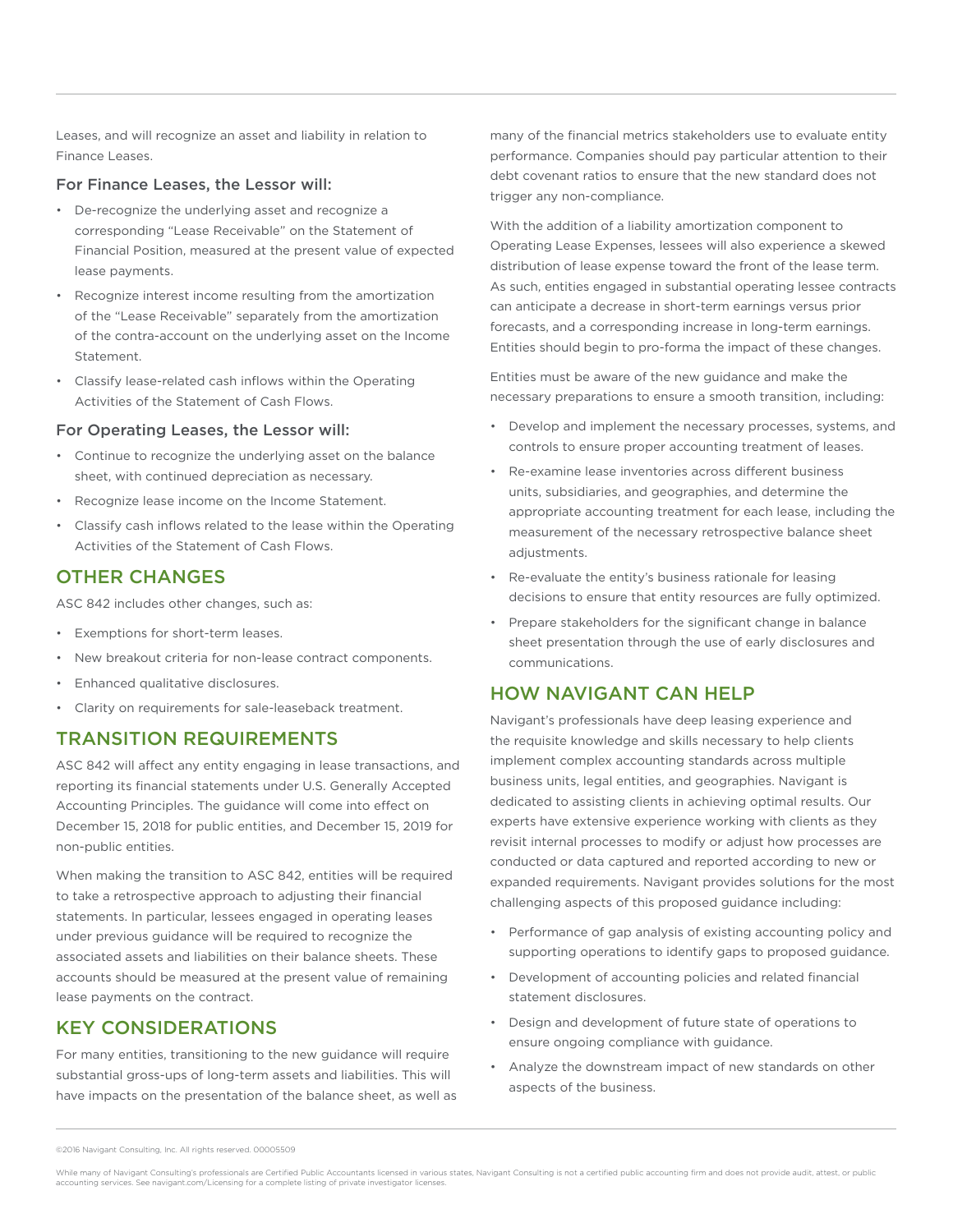Leases, and will recognize an asset and liability in relation to Finance Leases.

### For Finance Leases, the Lessor will:

- De-recognize the underlying asset and recognize a corresponding "Lease Receivable" on the Statement of Financial Position, measured at the present value of expected lease payments.
- Recognize interest income resulting from the amortization of the "Lease Receivable" separately from the amortization of the contra-account on the underlying asset on the Income Statement.
- Classify lease-related cash inflows within the Operating Activities of the Statement of Cash Flows.

### For Operating Leases, the Lessor will:

- Continue to recognize the underlying asset on the balance sheet, with continued depreciation as necessary.
- Recognize lease income on the Income Statement.
- Classify cash inflows related to the lease within the Operating Activities of the Statement of Cash Flows.

## OTHER CHANGES

ASC 842 includes other changes, such as:

- Exemptions for short-term leases.
- New breakout criteria for non-lease contract components.
- Enhanced qualitative disclosures.
- Clarity on requirements for sale-leaseback treatment.

## TRANSITION REQUIREMENTS

ASC 842 will affect any entity engaging in lease transactions, and reporting its financial statements under U.S. Generally Accepted Accounting Principles. The guidance will come into effect on December 15, 2018 for public entities, and December 15, 2019 for non-public entities.

When making the transition to ASC 842, entities will be required to take a retrospective approach to adjusting their financial statements. In particular, lessees engaged in operating leases under previous guidance will be required to recognize the associated assets and liabilities on their balance sheets. These accounts should be measured at the present value of remaining lease payments on the contract.

## KEY CONSIDERATIONS

For many entities, transitioning to the new guidance will require substantial gross-ups of long-term assets and liabilities. This will have impacts on the presentation of the balance sheet, as well as many of the financial metrics stakeholders use to evaluate entity performance. Companies should pay particular attention to their debt covenant ratios to ensure that the new standard does not trigger any non-compliance.

With the addition of a liability amortization component to Operating Lease Expenses, lessees will also experience a skewed distribution of lease expense toward the front of the lease term. As such, entities engaged in substantial operating lessee contracts can anticipate a decrease in short-term earnings versus prior forecasts, and a corresponding increase in long-term earnings. Entities should begin to pro-forma the impact of these changes.

Entities must be aware of the new guidance and make the necessary preparations to ensure a smooth transition, including:

- Develop and implement the necessary processes, systems, and controls to ensure proper accounting treatment of leases.
- Re-examine lease inventories across different business units, subsidiaries, and geographies, and determine the appropriate accounting treatment for each lease, including the measurement of the necessary retrospective balance sheet adjustments.
- Re-evaluate the entity's business rationale for leasing decisions to ensure that entity resources are fully optimized.
- Prepare stakeholders for the significant change in balance sheet presentation through the use of early disclosures and communications.

## HOW NAVIGANT CAN HELP

Navigant's professionals have deep leasing experience and the requisite knowledge and skills necessary to help clients implement complex accounting standards across multiple business units, legal entities, and geographies. Navigant is dedicated to assisting clients in achieving optimal results. Our experts have extensive experience working with clients as they revisit internal processes to modify or adjust how processes are conducted or data captured and reported according to new or expanded requirements. Navigant provides solutions for the most challenging aspects of this proposed guidance including:

- Performance of gap analysis of existing accounting policy and supporting operations to identify gaps to proposed guidance.
- Development of accounting policies and related financial statement disclosures.
- Design and development of future state of operations to ensure ongoing compliance with guidance.
- Analyze the downstream impact of new standards on other aspects of the business.

©2016 Navigant Consulting, Inc. All rights reserved. 00005509

While many of Navigant Consulting's professionals are Certified Public Accountants licensed in various states, Navigant Consulting is not a certified public accounting firm and does not provide audit, attest, or public accounting services. See navigant.com/Licensing for a complete listing of private investigator licenses.